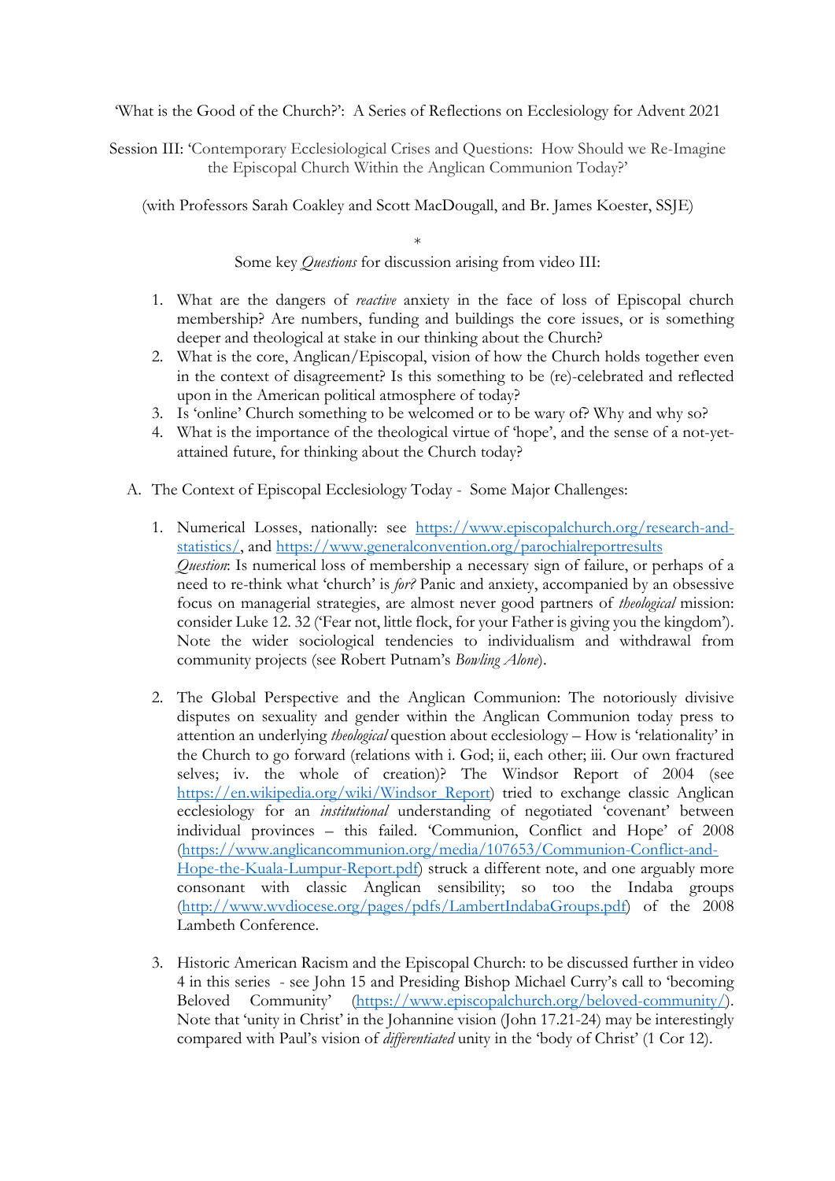'What is the Good of the Church?': A Series of Reflections on Ecclesiology for Advent 2021

Session III: 'Contemporary Ecclesiological Crises and Questions: How Should we Re-Imagine the Episcopal Church Within the Anglican Communion Today?'

(with Professors Sarah Coakley and Scott MacDougall, and Br. James Koester, SSJE)

*

Some key *Questions* for discussion arising from video III:

1. What are the dangers of *reactive* anxiety in the face of loss of Episcopal church membership? Are numbers, funding and buildings the core issues, or is something deeper and theological at stake in our thinking about the Church?
2. What is the core, Anglican/Episcopal, vision of how the Church holds together even in the context of disagreement? Is this something to be (re)-celebrated and reflected upon in the American political atmosphere of today?
3. Is 'online' Church something to be welcomed or to be wary of? Why and why so?
4. What is the importance of the theological virtue of 'hope', and the sense of a not-yet-attained future, for thinking about the Church today?

A. The Context of Episcopal Ecclesiology Today - Some Major Challenges:

1. Numerical Losses, nationally: see https://www.episcopalchurch.org/research-and-statistics/, and https://www.generalconvention.org/parochialreportresults
   *Question*: Is numerical loss of membership a necessary sign of failure, or perhaps of a need to re-think what 'church' is *for?* Panic and anxiety, accompanied by an obsessive focus on managerial strategies, are almost never good partners of *theological* mission: consider Luke 12. 32 ('Fear not, little flock, for your Father is giving you the kingdom'). Note the wider sociological tendencies to individualism and withdrawal from community projects (see Robert Putnam's *Bowling Alone*).

2. The Global Perspective and the Anglican Communion: The notoriously divisive disputes on sexuality and gender within the Anglican Communion today press to attention an underlying *theological* question about ecclesiology – How is 'relationality' in the Church to go forward (relations with i. God; ii, each other; iii. Our own fractured selves; iv. the whole of creation)? The Windsor Report of 2004 (see https://en.wikipedia.org/wiki/Windsor_Report) tried to exchange classic Anglican ecclesiology for an *institutional* understanding of negotiated 'covenant' between individual provinces – this failed. 'Communion, Conflict and Hope' of 2008 (https://www.anglicancommunion.org/media/107653/Communion-Conflict-and-Hope-the-Kuala-Lumpur-Report.pdf) struck a different note, and one arguably more consonant with classic Anglican sensibility; so too the Indaba groups (http://www.wvdiocese.org/pages/pdfs/LambertIndabaGroups.pdf) of the 2008 Lambeth Conference.

3. Historic American Racism and the Episcopal Church: to be discussed further in video 4 in this series - see John 15 and Presiding Bishop Michael Curry's call to 'becoming Beloved Community' (https://www.episcopalchurch.org/beloved-community/). Note that 'unity in Christ' in the Johannine vision (John 17.21-24) may be interestingly compared with Paul's vision of *differentiated* unity in the 'body of Christ' (1 Cor 12).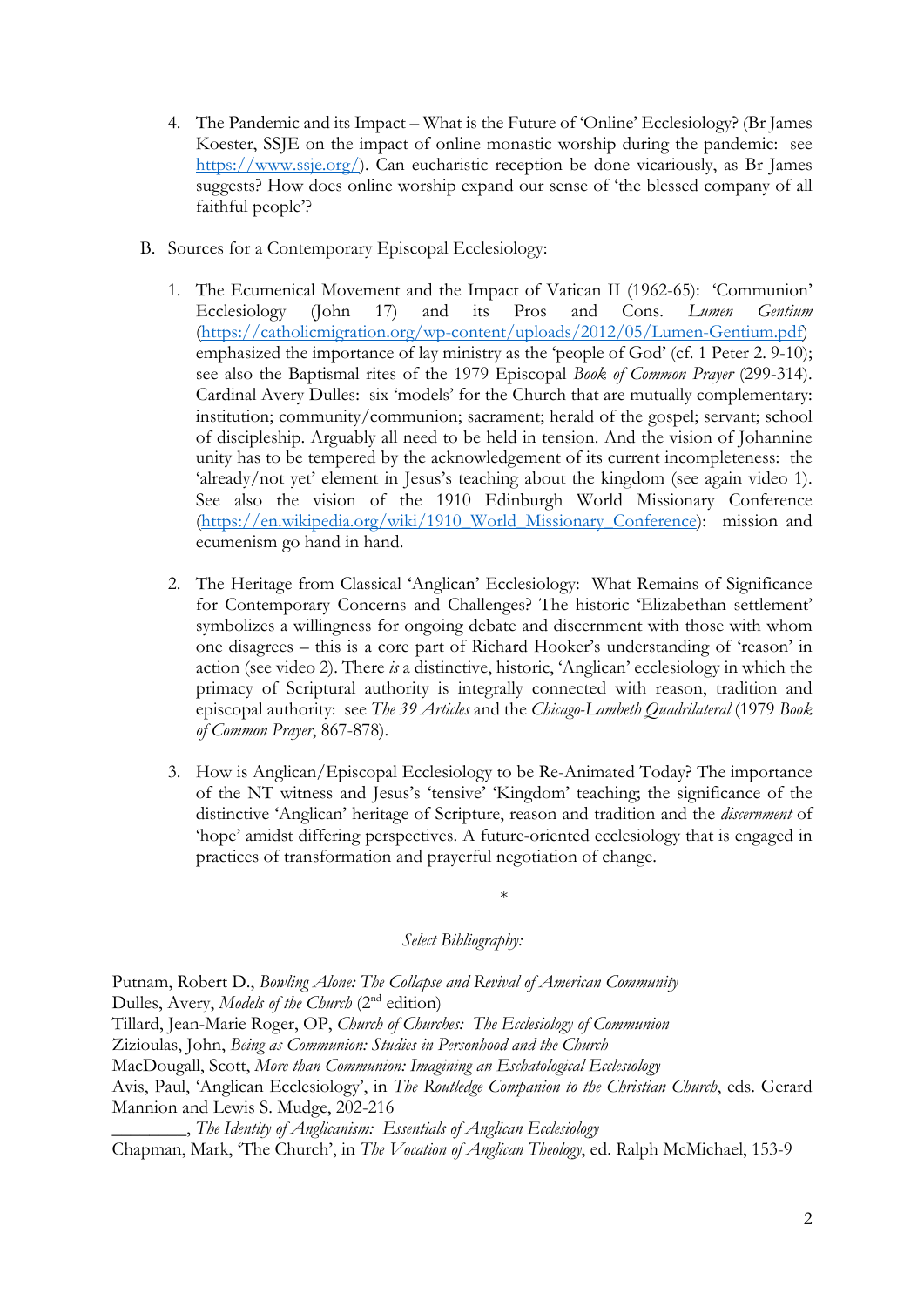4. The Pandemic and its Impact – What is the Future of 'Online' Ecclesiology? (Br James Koester, SSJE on the impact of online monastic worship during the pandemic: see https://www.ssje.org/). Can eucharistic reception be done vicariously, as Br James suggests? How does online worship expand our sense of 'the blessed company of all faithful people'?

B. Sources for a Contemporary Episcopal Ecclesiology:

1. The Ecumenical Movement and the Impact of Vatican II (1962-65): 'Communion' Ecclesiology (John 17) and its Pros and Cons. *Lumen Gentium* (https://catholicmigration.org/wp-content/uploads/2012/05/Lumen-Gentium.pdf) emphasized the importance of lay ministry as the 'people of God' (cf. 1 Peter 2. 9-10); see also the Baptismal rites of the 1979 Episcopal *Book of Common Prayer* (299-314). Cardinal Avery Dulles: six 'models' for the Church that are mutually complementary: institution; community/communion; sacrament; herald of the gospel; servant; school of discipleship. Arguably all need to be held in tension. And the vision of Johannine unity has to be tempered by the acknowledgement of its current incompleteness: the 'already/not yet' element in Jesus's teaching about the kingdom (see again video 1). See also the vision of the 1910 Edinburgh World Missionary Conference (https://en.wikipedia.org/wiki/1910_World_Missionary_Conference): mission and ecumenism go hand in hand.

2. The Heritage from Classical 'Anglican' Ecclesiology: What Remains of Significance for Contemporary Concerns and Challenges? The historic 'Elizabethan settlement' symbolizes a willingness for ongoing debate and discernment with those with whom one disagrees – this is a core part of Richard Hooker's understanding of 'reason' in action (see video 2). There *is* a distinctive, historic, 'Anglican' ecclesiology in which the primacy of Scriptural authority is integrally connected with reason, tradition and episcopal authority: see *The 39 Articles* and the *Chicago-Lambeth Quadrilateral* (1979 *Book of Common Prayer*, 867-878).

3. How is Anglican/Episcopal Ecclesiology to be Re-Animated Today? The importance of the NT witness and Jesus's 'tensive' 'Kingdom' teaching; the significance of the distinctive 'Anglican' heritage of Scripture, reason and tradition and the *discernment* of 'hope' amidst differing perspectives. A future-oriented ecclesiology that is engaged in practices of transformation and prayerful negotiation of change.

*

*Select Bibliography:*

Putnam, Robert D., *Bowling Alone: The Collapse and Revival of American Community*
Dulles, Avery, *Models of the Church* (2nd edition)
Tillard, Jean-Marie Roger, OP, *Church of Churches: The Ecclesiology of Communion*
Zizioulas, John, *Being as Communion: Studies in Personhood and the Church*
MacDougall, Scott, *More than Communion: Imagining an Eschatological Ecclesiology*
Avis, Paul, 'Anglican Ecclesiology', in *The Routledge Companion to the Christian Church*, eds. Gerard Mannion and Lewis S. Mudge, 202-216
________, *The Identity of Anglicanism: Essentials of Anglican Ecclesiology*
Chapman, Mark, 'The Church', in *The Vocation of Anglican Theology*, ed. Ralph McMichael, 153-9